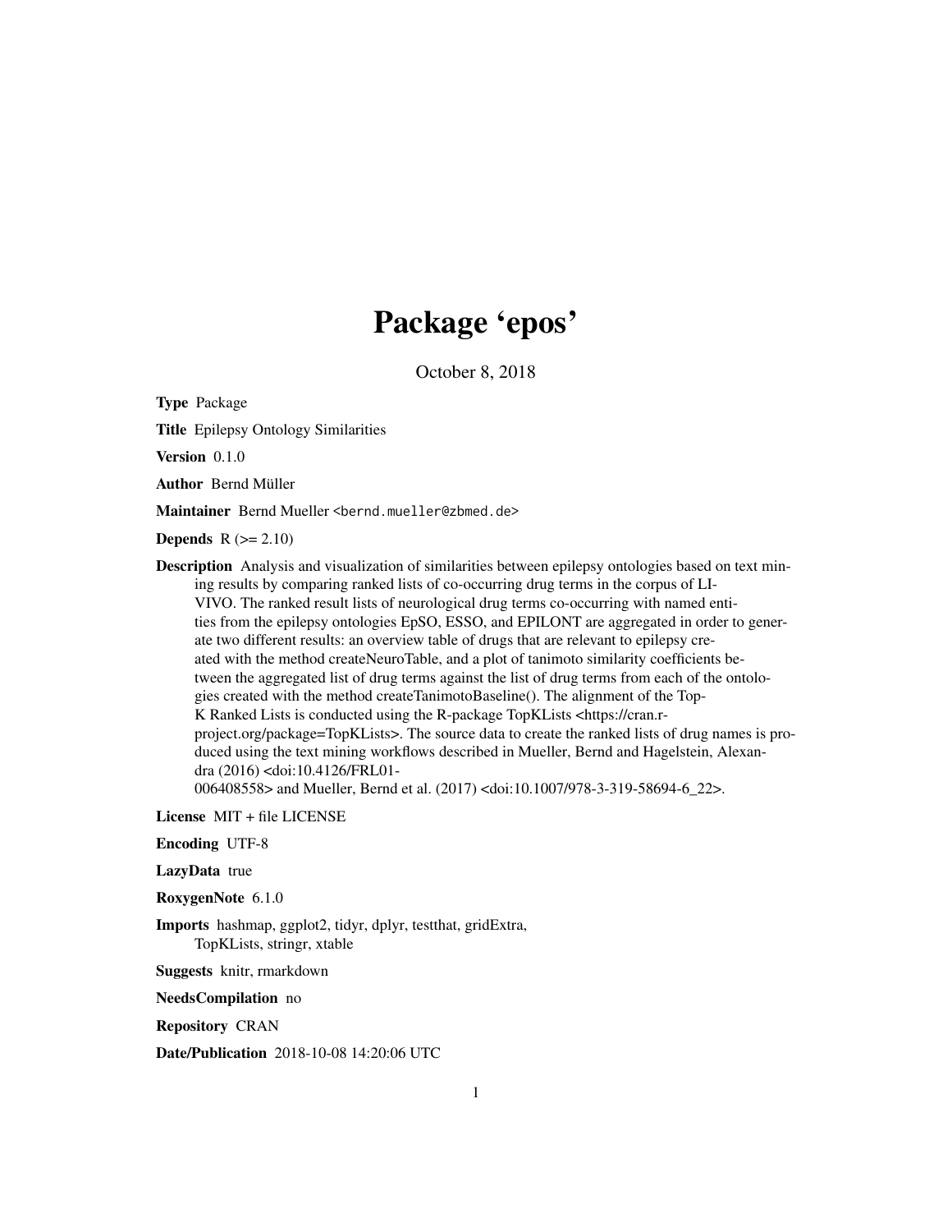# Package 'epos'

October 8, 2018

**Type** Package

**Title** Epilepsy Ontology Similarities

**Version** 0.1.0

**Author** Bernd Müller

**Maintainer** Bernd Mueller <bernd.mueller@zbmed.de>

**Depends** R (>= 2.10)

**Description** Analysis and visualization of similarities between epilepsy ontologies based on text mining results by comparing ranked lists of co-occurring drug terms in the corpus of LIVIVO. The ranked result lists of neurological drug terms co-occurring with named entities from the epilepsy ontologies EpSO, ESSO, and EPILONT are aggregated in order to generate two different results: an overview table of drugs that are relevant to epilepsy created with the method createNeuroTable, and a plot of tanimoto similarity coefficients between the aggregated list of drug terms against the list of drug terms from each of the ontologies created with the method createTanimotoBaseline(). The alignment of the Top-K Ranked Lists is conducted using the R-package TopKLists <https://cran.r-project.org/package=TopKLists>. The source data to create the ranked lists of drug names is produced using the text mining workflows described in Mueller, Bernd and Hagelstein, Alexandra (2016) <doi:10.4126/FRL01-006408558> and Mueller, Bernd et al. (2017) <doi:10.1007/978-3-319-58694-6_22>.

**License** MIT + file LICENSE

**Encoding** UTF-8

**LazyData** true

**RoxygenNote** 6.1.0

**Imports** hashmap, ggplot2, tidyr, dplyr, testthat, gridExtra, TopKLists, stringr, xtable

**Suggests** knitr, rmarkdown

**NeedsCompilation** no

**Repository** CRAN

**Date/Publication** 2018-10-08 14:20:06 UTC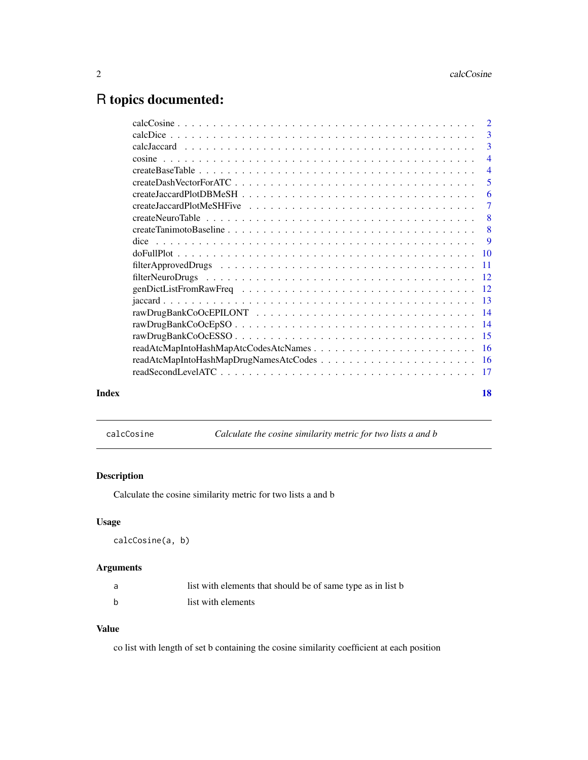# R topics documented:

| | |
|---|---|
| calcCosine | 2 |
| calcDice | 3 |
| calcJaccard | 3 |
| cosine | 4 |
| createBaseTable | 4 |
| createDashVectorForATC | 5 |
| createJaccardPlotDBMeSH | 6 |
| createJaccardPlotMeSHFive | 7 |
| createNeuroTable | 8 |
| createTanimotoBaseline | 8 |
| dice | 9 |
| doFullPlot | 10 |
| filterApprovedDrugs | 11 |
| filterNeuroDrugs | 12 |
| genDictListFromRawFreq | 12 |
| jaccard | 13 |
| rawDrugBankCoOcEPILONT | 14 |
| rawDrugBankCoOcEpSO | 14 |
| rawDrugBankCoOcESSO | 15 |
| readAtcMapIntoHashMapAtcCodesAtcNames | 16 |
| readAtcMapIntoHashMapDrugNamesAtcCodes | 16 |
| readSecondLevelATC | 17 |

**Index** 18

---

`calcCosine` *Calculate the cosine similarity metric for two lists a and b*

---

## Description

Calculate the cosine similarity metric for two lists a and b

## Usage

```
calcCosine(a, b)
```

## Arguments

| | |
|---|---|
| a | list with elements that should be of same type as in list b |
| b | list with elements |

## Value

co list with length of set b containing the cosine similarity coefficient at each position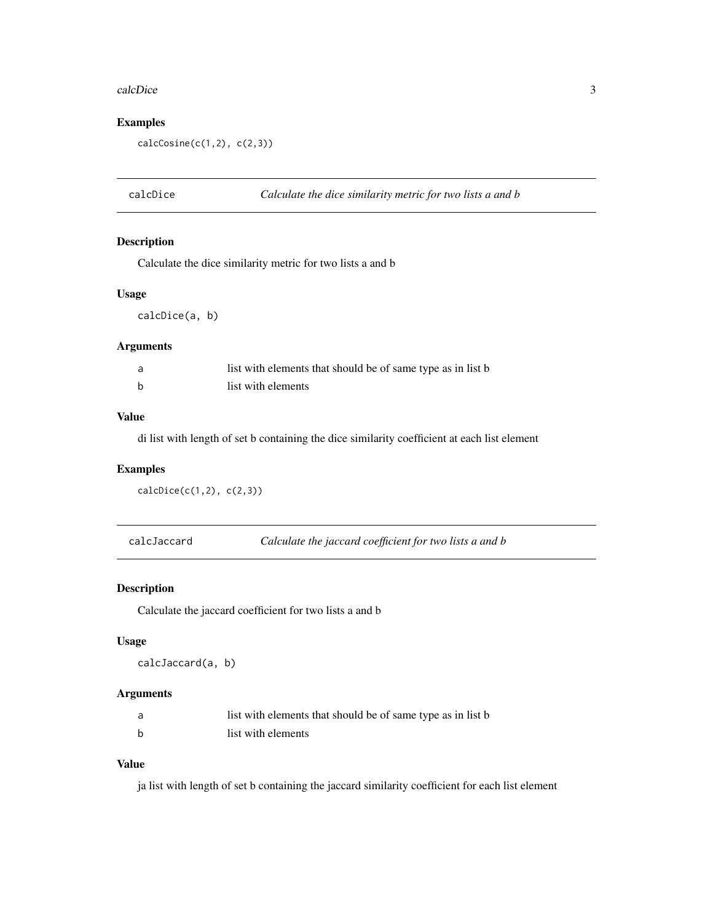### Examples

```
calcCosine(c(1,2), c(2,3))
```

## calcDice *Calculate the dice similarity metric for two lists a and b*

### Description

Calculate the dice similarity metric for two lists a and b

### Usage

```
calcDice(a, b)
```

### Arguments

| | |
|---|---|
| a | list with elements that should be of same type as in list b |
| b | list with elements |

### Value

di list with length of set b containing the dice similarity coefficient at each list element

### Examples

```
calcDice(c(1,2), c(2,3))
```

## calcJaccard *Calculate the jaccard coefficient for two lists a and b*

### Description

Calculate the jaccard coefficient for two lists a and b

### Usage

```
calcJaccard(a, b)
```

### Arguments

| | |
|---|---|
| a | list with elements that should be of same type as in list b |
| b | list with elements |

### Value

ja list with length of set b containing the jaccard similarity coefficient for each list element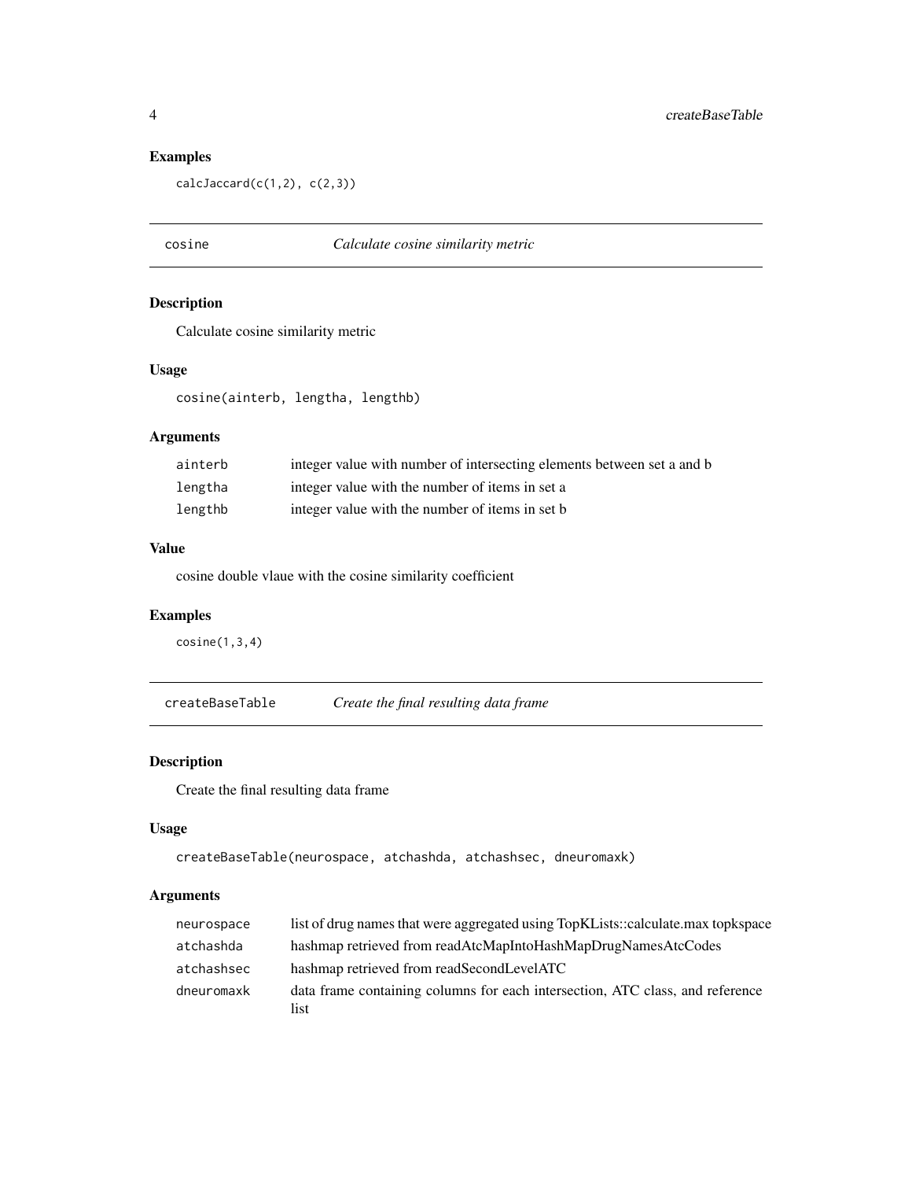### Examples

```
calcJaccard(c(1,2), c(2,3))
```

---

## cosine — *Calculate cosine similarity metric*

### Description

Calculate cosine similarity metric

### Usage

```
cosine(ainterb, lengtha, lengthb)
```

### Arguments

| | |
|---|---|
| ainterb | integer value with number of intersecting elements between set a and b |
| lengtha | integer value with the number of items in set a |
| lengthb | integer value with the number of items in set b |

### Value

cosine double vlaue with the cosine similarity coefficient

### Examples

```
cosine(1,3,4)
```

---

## createBaseTable — *Create the final resulting data frame*

### Description

Create the final resulting data frame

### Usage

```
createBaseTable(neurospace, atchashda, atchashsec, dneuromaxk)
```

### Arguments

| | |
|---|---|
| neurospace | list of drug names that were aggregated using TopKLists::calculate.max topkspace |
| atchashda | hashmap retrieved from readAtcMapIntoHashMapDrugNamesAtcCodes |
| atchashsec | hashmap retrieved from readSecondLevelATC |
| dneuromaxk | data frame containing columns for each intersection, ATC class, and reference list |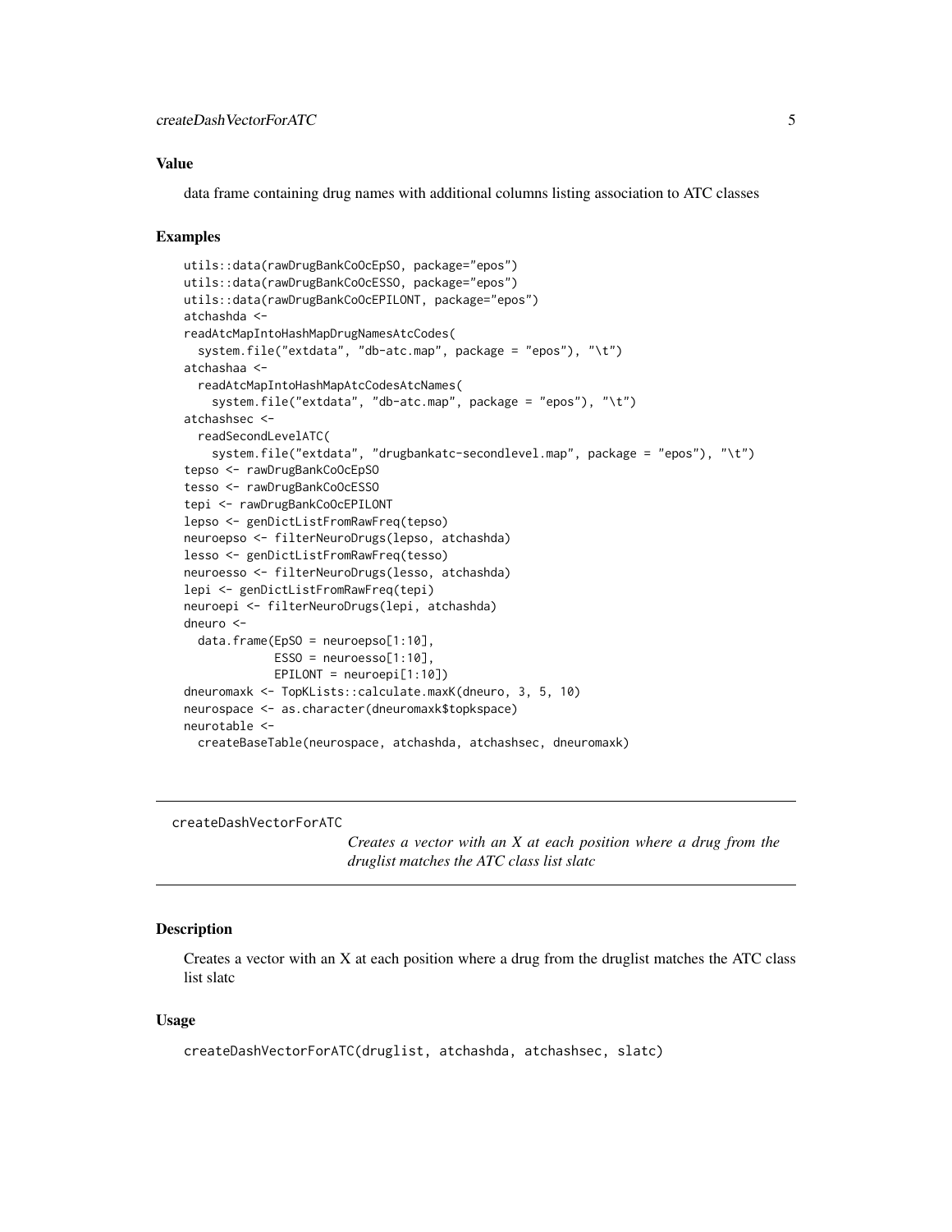### Value

data frame containing drug names with additional columns listing association to ATC classes

### Examples

```
utils::data(rawDrugBankCoOcEpSO, package="epos")
utils::data(rawDrugBankCoOcESSO, package="epos")
utils::data(rawDrugBankCoOcEPILONT, package="epos")
atchashda <-
readAtcMapIntoHashMapDrugNamesAtcCodes(
  system.file("extdata", "db-atc.map", package = "epos"), "\t")
atchashaa <-
  readAtcMapIntoHashMapAtcCodesAtcNames(
    system.file("extdata", "db-atc.map", package = "epos"), "\t")
atchashsec <-
  readSecondLevelATC(
    system.file("extdata", "drugbankatc-secondlevel.map", package = "epos"), "\t")
tepso <- rawDrugBankCoOcEpSO
tesso <- rawDrugBankCoOcESSO
tepi <- rawDrugBankCoOcEPILONT
lepso <- genDictListFromRawFreq(tepso)
neuroepso <- filterNeuroDrugs(lepso, atchashda)
lesso <- genDictListFromRawFreq(tesso)
neuroesso <- filterNeuroDrugs(lesso, atchashda)
lepi <- genDictListFromRawFreq(tepi)
neuroepi <- filterNeuroDrugs(lepi, atchashda)
dneuro <-
  data.frame(EpSO = neuroepso[1:10],
             ESSO = neuroesso[1:10],
             EPILONT = neuroepi[1:10])
dneuromaxk <- TopKLists::calculate.maxK(dneuro, 3, 5, 10)
neurospace <- as.character(dneuromaxk$topkspace)
neurotable <-
  createBaseTable(neurospace, atchashda, atchashsec, dneuromaxk)
```

---

## createDashVectorForATC

*Creates a vector with an X at each position where a drug from the druglist matches the ATC class list slatc*

---

### Description

Creates a vector with an X at each position where a drug from the druglist matches the ATC class list slatc

### Usage

```
createDashVectorForATC(druglist, atchashda, atchashsec, slatc)
```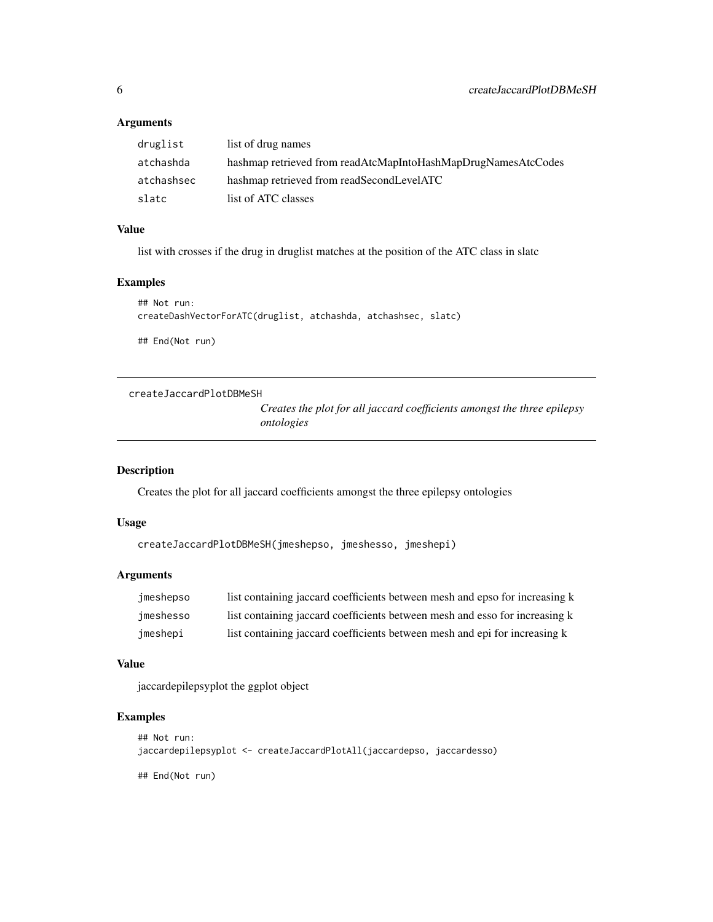### Arguments

| | |
|---|---|
| druglist | list of drug names |
| atchashda | hashmap retrieved from readAtcMapIntoHashMapDrugNamesAtcCodes |
| atchashsec | hashmap retrieved from readSecondLevelATC |
| slatc | list of ATC classes |

### Value

list with crosses if the drug in druglist matches at the position of the ATC class in slatc

### Examples

```
## Not run:
createDashVectorForATC(druglist, atchashda, atchashsec, slatc)

## End(Not run)
```

---

## createJaccardPlotDBMeSH

*Creates the plot for all jaccard coefficients amongst the three epilepsy ontologies*

---

### Description

Creates the plot for all jaccard coefficients amongst the three epilepsy ontologies

### Usage

```
createJaccardPlotDBMeSH(jmeshepso, jmeshesso, jmeshepi)
```

### Arguments

| | |
|---|---|
| jmeshepso | list containing jaccard coefficients between mesh and epso for increasing k |
| jmeshesso | list containing jaccard coefficients between mesh and esso for increasing k |
| jmeshepi | list containing jaccard coefficients between mesh and epi for increasing k |

### Value

jaccardepilepsyplot the ggplot object

### Examples

```
## Not run:
jaccardepilepsyplot <- createJaccardPlotAll(jaccardepso, jaccardesso)

## End(Not run)
```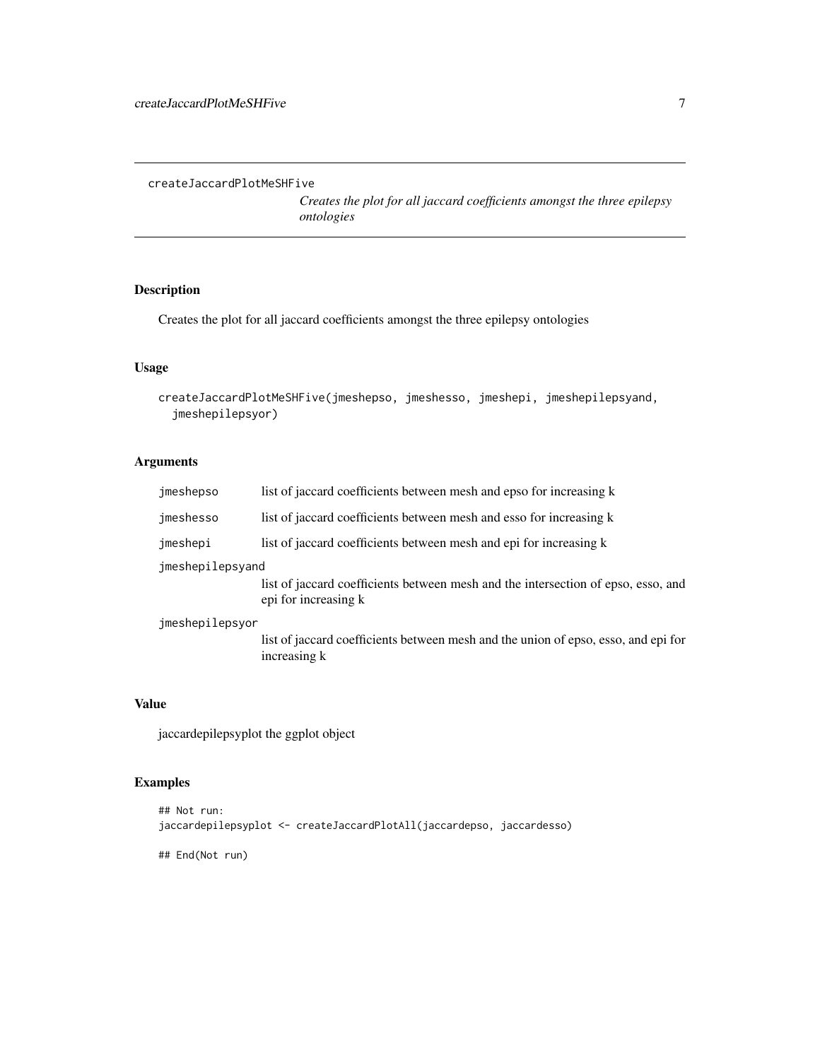createJaccardPlotMeSHFive

*Creates the plot for all jaccard coefficients amongst the three epilepsy ontologies*

## Description

Creates the plot for all jaccard coefficients amongst the three epilepsy ontologies

## Usage

```
createJaccardPlotMeSHFive(jmeshepso, jmeshesso, jmeshepi, jmeshepilepsyand,
  jmeshepilepsyor)
```

## Arguments

| | |
|---|---|
| jmeshepso | list of jaccard coefficients between mesh and epso for increasing k |
| jmeshesso | list of jaccard coefficients between mesh and esso for increasing k |
| jmeshepi | list of jaccard coefficients between mesh and epi for increasing k |
| jmeshepilepsyand | list of jaccard coefficients between mesh and the intersection of epso, esso, and epi for increasing k |
| jmeshepilepsyor | list of jaccard coefficients between mesh and the union of epso, esso, and epi for increasing k |

## Value

jaccardepilepsyplot the ggplot object

## Examples

```
## Not run:
jaccardepilepsyplot <- createJaccardPlotAll(jaccardepso, jaccardesso)

## End(Not run)
```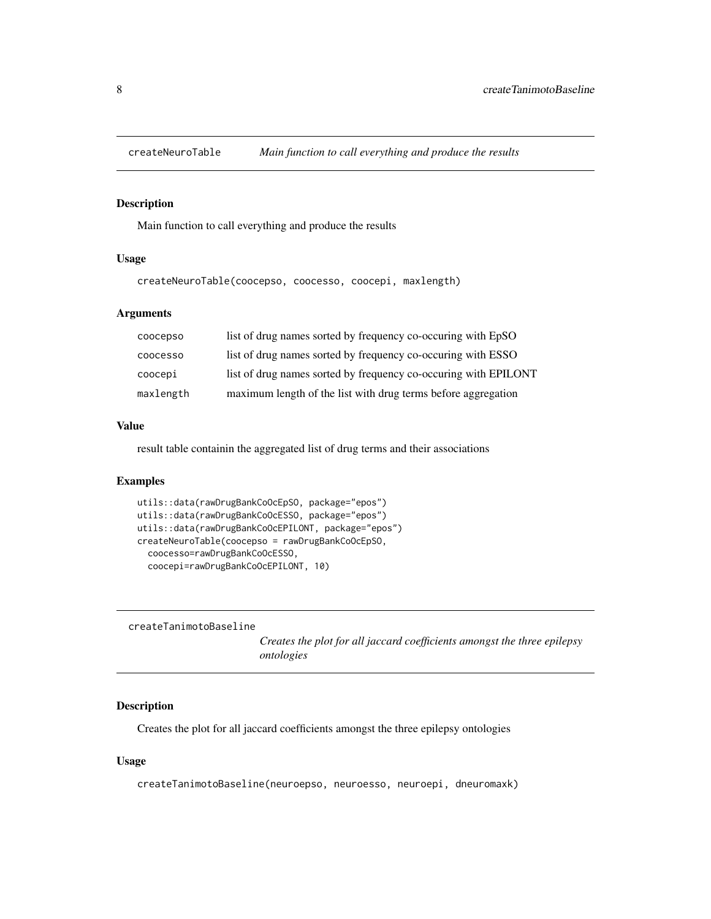## createNeuroTable *Main function to call everything and produce the results*

### Description

Main function to call everything and produce the results

### Usage

```
createNeuroTable(coocepso, coocesso, coocepi, maxlength)
```

### Arguments

| | |
|---|---|
| coocepso | list of drug names sorted by frequency co-occuring with EpSO |
| coocesso | list of drug names sorted by frequency co-occuring with ESSO |
| coocepi | list of drug names sorted by frequency co-occuring with EPILONT |
| maxlength | maximum length of the list with drug terms before aggregation |

### Value

result table containin the aggregated list of drug terms and their associations

### Examples

```
utils::data(rawDrugBankCoOcEpSO, package="epos")
utils::data(rawDrugBankCoOcESSO, package="epos")
utils::data(rawDrugBankCoOcEPILONT, package="epos")
createNeuroTable(coocepso = rawDrugBankCoOcEpSO,
  coocesso=rawDrugBankCoOcESSO,
  coocepi=rawDrugBankCoOcEPILONT, 10)
```

## createTanimotoBaseline *Creates the plot for all jaccard coefficients amongst the three epilepsy ontologies*

### Description

Creates the plot for all jaccard coefficients amongst the three epilepsy ontologies

### Usage

```
createTanimotoBaseline(neuroepso, neuroesso, neuroepi, dneuromaxk)
```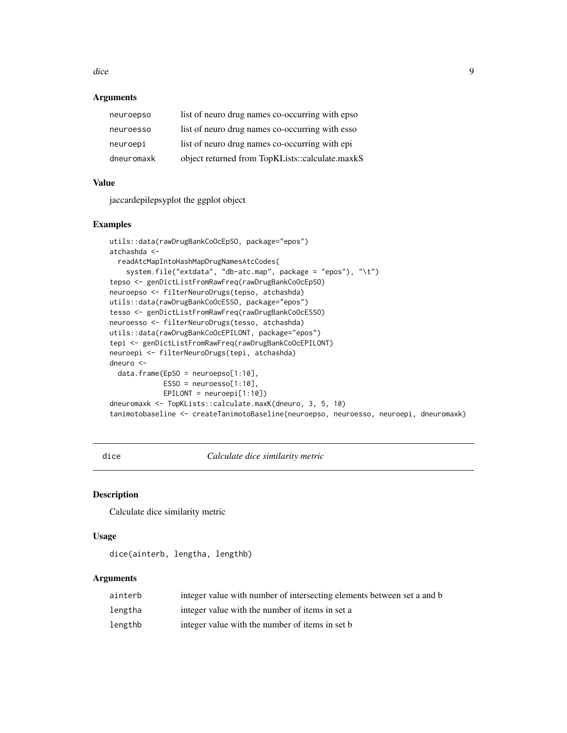### Arguments

| | |
|---|---|
| neuroepso | list of neuro drug names co-occurring with epso |
| neuroesso | list of neuro drug names co-occurring with esso |
| neuroepi | list of neuro drug names co-occurring with epi |
| dneuromaxk | object returned from TopKLists::calculate.maxkS |

### Value

jaccardepilepsyplot the ggplot object

### Examples

```
utils::data(rawDrugBankCoOcEpSO, package="epos")
atchashda <-
  readAtcMapIntoHashMapDrugNamesAtcCodes(
    system.file("extdata", "db-atc.map", package = "epos"), "\t")
tepso <- genDictListFromRawFreq(rawDrugBankCoOcEpSO)
neuroepso <- filterNeuroDrugs(tepso, atchashda)
utils::data(rawDrugBankCoOcESSO, package="epos")
tesso <- genDictListFromRawFreq(rawDrugBankCoOcESSO)
neuroesso <- filterNeuroDrugs(tesso, atchashda)
utils::data(rawDrugBankCoOcEPILONT, package="epos")
tepi <- genDictListFromRawFreq(rawDrugBankCoOcEPILONT)
neuroepi <- filterNeuroDrugs(tepi, atchashda)
dneuro <-
  data.frame(EpSO = neuroepso[1:10],
             ESSO = neuroesso[1:10],
             EPILONT = neuroepi[1:10])
dneuromaxk <- TopKLists::calculate.maxK(dneuro, 3, 5, 10)
tanimotobaseline <- createTanimotoBaseline(neuroepso, neuroesso, neuroepi, dneuromaxk)
```

## dice — *Calculate dice similarity metric*

### Description

Calculate dice similarity metric

### Usage

```
dice(ainterb, lengtha, lengthb)
```

### Arguments

| | |
|---|---|
| ainterb | integer value with number of intersecting elements between set a and b |
| lengtha | integer value with the number of items in set a |
| lengthb | integer value with the number of items in set b |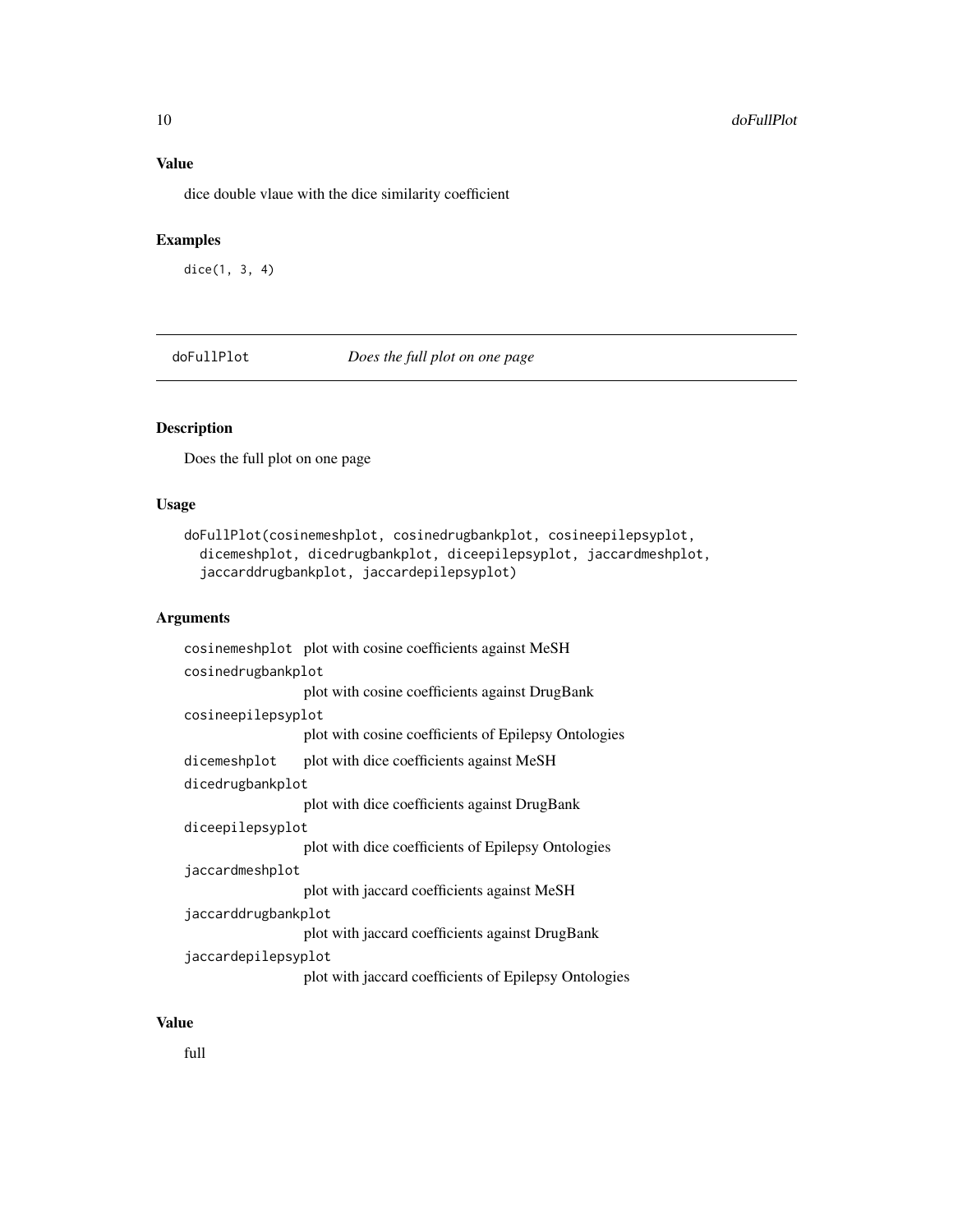### Value

dice double vlaue with the dice similarity coefficient

### Examples

```
dice(1, 3, 4)
```

---

## doFullPlot *Does the full plot on one page*

---

### Description

Does the full plot on one page

### Usage

```
doFullPlot(cosinemeshplot, cosinedrugbankplot, cosineepilepsyplot,
  dicemeshplot, dicedrugbankplot, diceepilepsyplot, jaccardmeshplot,
  jaccarddrugbankplot, jaccardepilepsyplot)
```

### Arguments

| | |
|---|---|
| `cosinemeshplot` | plot with cosine coefficients against MeSH |
| `cosinedrugbankplot` | plot with cosine coefficients against DrugBank |
| `cosineepilepsyplot` | plot with cosine coefficients of Epilepsy Ontologies |
| `dicemeshplot` | plot with dice coefficients against MeSH |
| `dicedrugbankplot` | plot with dice coefficients against DrugBank |
| `diceepilepsyplot` | plot with dice coefficients of Epilepsy Ontologies |
| `jaccardmeshplot` | plot with jaccard coefficients against MeSH |
| `jaccarddrugbankplot` | plot with jaccard coefficients against DrugBank |
| `jaccardepilepsyplot` | plot with jaccard coefficients of Epilepsy Ontologies |

### Value

full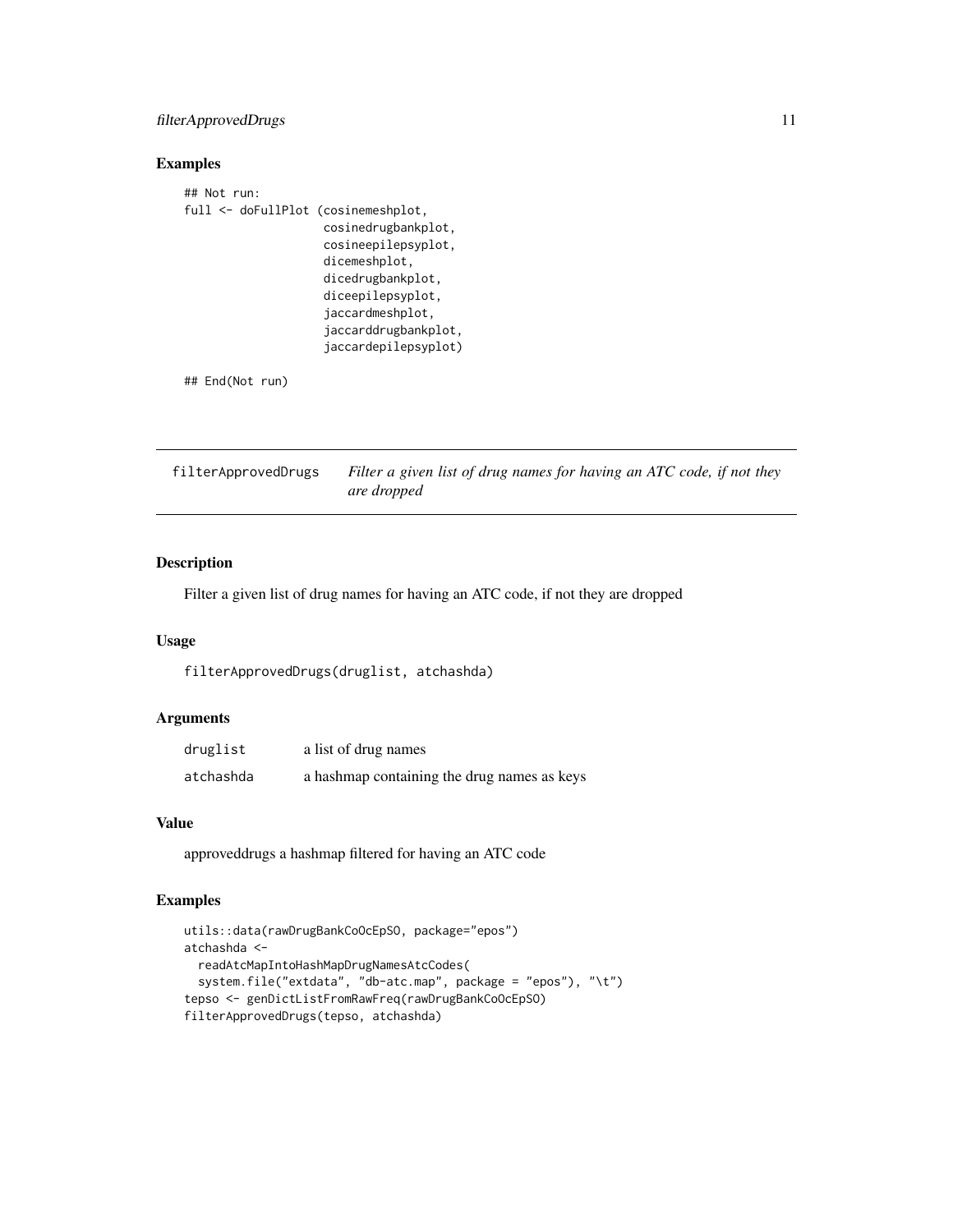### Examples

```
## Not run:
full <- doFullPlot (cosinemeshplot,
                    cosinedrugbankplot,
                    cosineepilepsyplot,
                    dicemeshplot,
                    dicedrugbankplot,
                    diceepilepsyplot,
                    jaccardmeshplot,
                    jaccarddrugbankplot,
                    jaccardepilepsyplot)

## End(Not run)
```

## filterApprovedDrugs    *Filter a given list of drug names for having an ATC code, if not they are dropped*

### Description

Filter a given list of drug names for having an ATC code, if not they are dropped

### Usage

```
filterApprovedDrugs(druglist, atchashda)
```

### Arguments

| | |
|---|---|
| druglist | a list of drug names |
| atchashda | a hashmap containing the drug names as keys |

### Value

approveddrugs a hashmap filtered for having an ATC code

### Examples

```
utils::data(rawDrugBankCoOcEpSO, package="epos")
atchashda <-
  readAtcMapIntoHashMapDrugNamesAtcCodes(
  system.file("extdata", "db-atc.map", package = "epos"), "\t")
tepso <- genDictListFromRawFreq(rawDrugBankCoOcEpSO)
filterApprovedDrugs(tepso, atchashda)
```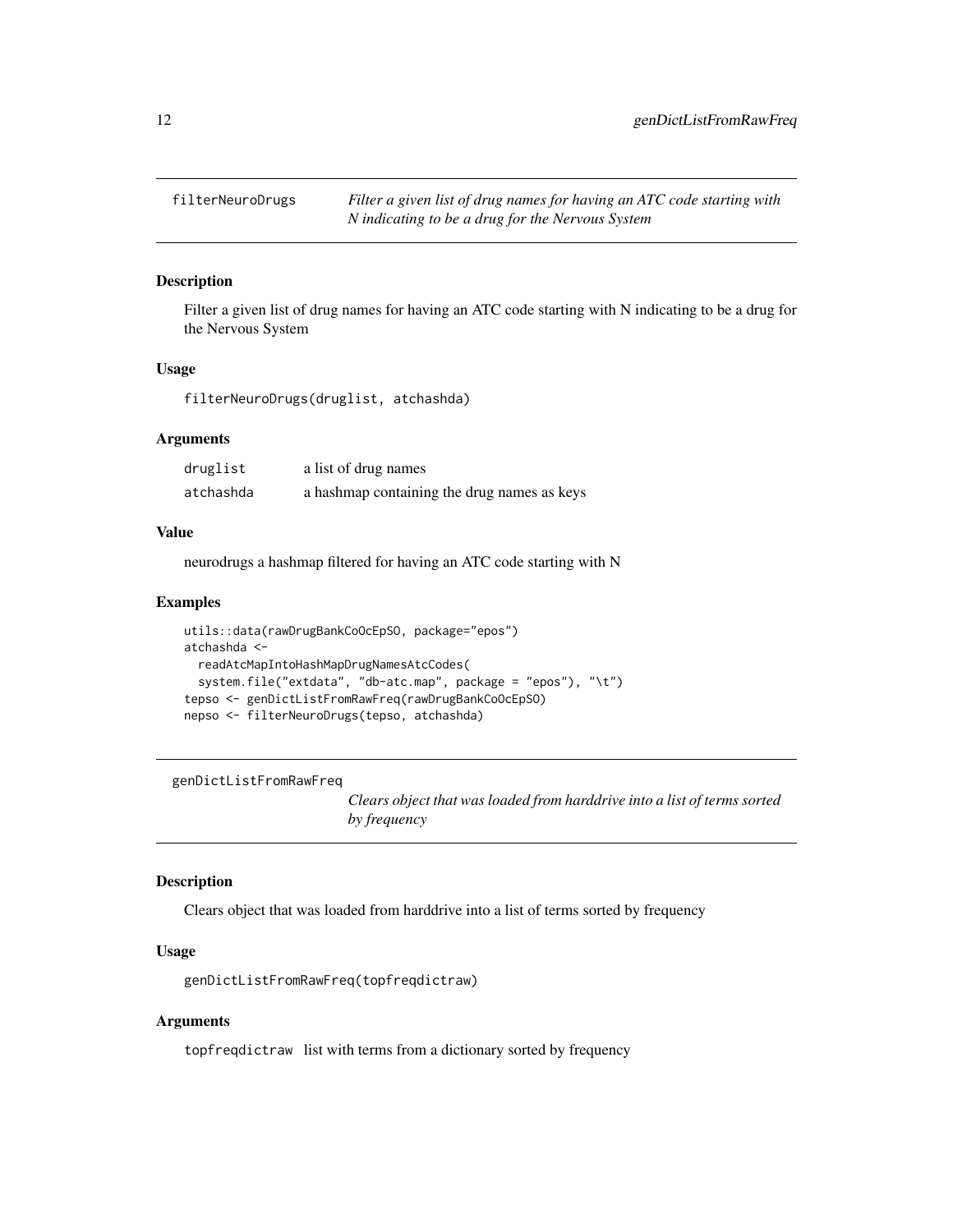## filterNeuroDrugs

*Filter a given list of drug names for having an ATC code starting with N indicating to be a drug for the Nervous System*

### Description

Filter a given list of drug names for having an ATC code starting with N indicating to be a drug for the Nervous System

### Usage

```
filterNeuroDrugs(druglist, atchashda)
```

### Arguments

| | |
|---|---|
| druglist | a list of drug names |
| atchashda | a hashmap containing the drug names as keys |

### Value

neurodrugs a hashmap filtered for having an ATC code starting with N

### Examples

```
utils::data(rawDrugBankCoOcEpSO, package="epos")
atchashda <-
  readAtcMapIntoHashMapDrugNamesAtcCodes(
  system.file("extdata", "db-atc.map", package = "epos"), "\t")
tepso <- genDictListFromRawFreq(rawDrugBankCoOcEpSO)
nepso <- filterNeuroDrugs(tepso, atchashda)
```

## genDictListFromRawFreq

*Clears object that was loaded from harddrive into a list of terms sorted by frequency*

### Description

Clears object that was loaded from harddrive into a list of terms sorted by frequency

### Usage

```
genDictListFromRawFreq(topfreqdictraw)
```

### Arguments

| | |
|---|---|
| topfreqdictraw | list with terms from a dictionary sorted by frequency |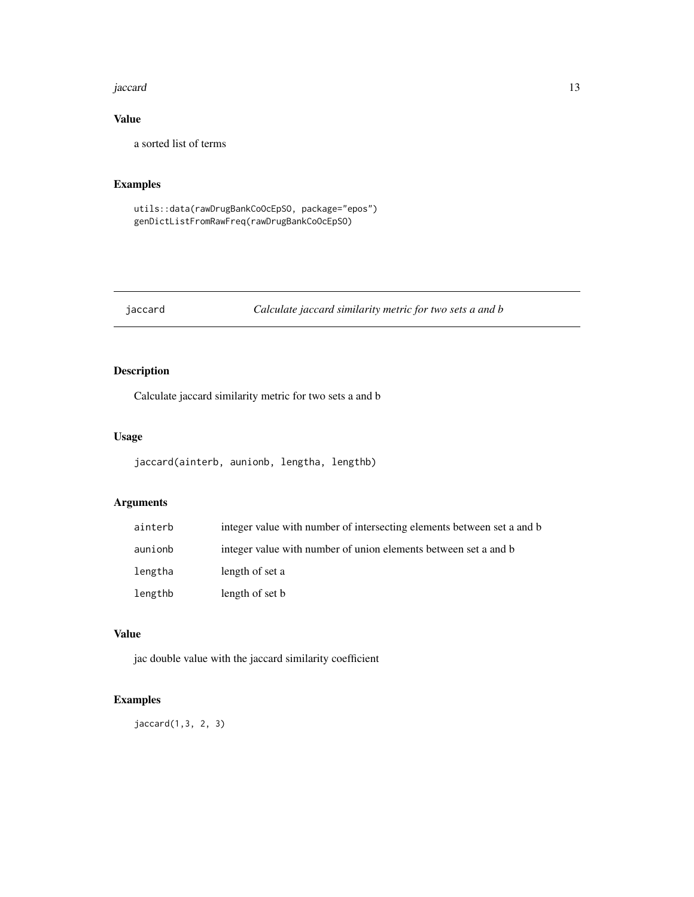### Value

a sorted list of terms

### Examples

```
utils::data(rawDrugBankCoOcEpSO, package="epos")
genDictListFromRawFreq(rawDrugBankCoOcEpSO)
```

## jaccard — *Calculate jaccard similarity metric for two sets a and b*

### Description

Calculate jaccard similarity metric for two sets a and b

### Usage

```
jaccard(ainterb, aunionb, lengtha, lengthb)
```

### Arguments

| | |
|---|---|
| `ainterb` | integer value with number of intersecting elements between set a and b |
| `aunionb` | integer value with number of union elements between set a and b |
| `lengtha` | length of set a |
| `lengthb` | length of set b |

### Value

jac double value with the jaccard similarity coefficient

### Examples

```
jaccard(1,3, 2, 3)
```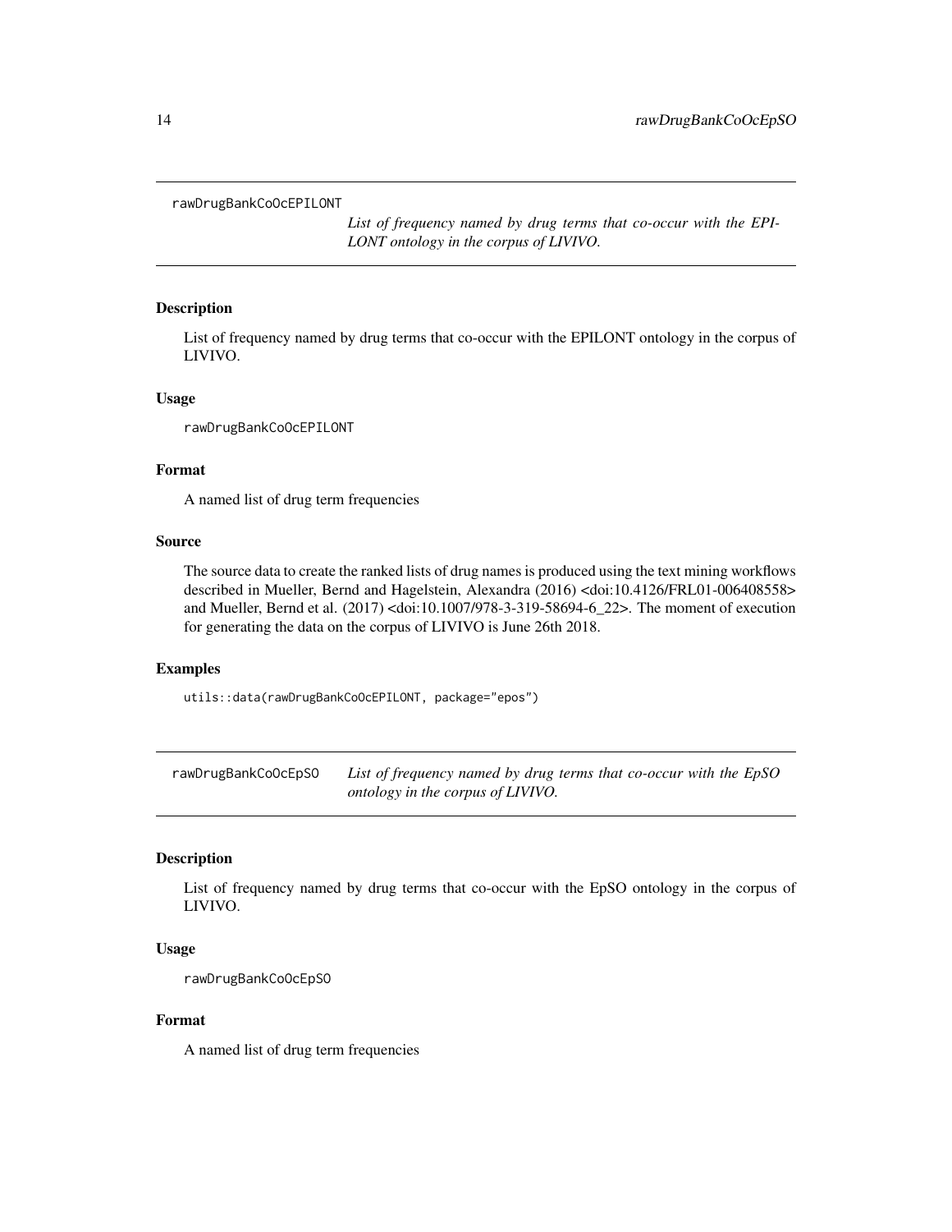## rawDrugBankCoOcEPILONT

*List of frequency named by drug terms that co-occur with the EPILONT ontology in the corpus of LIVIVO.*

### Description

List of frequency named by drug terms that co-occur with the EPILONT ontology in the corpus of LIVIVO.

### Usage

```
rawDrugBankCoOcEPILONT
```

### Format

A named list of drug term frequencies

### Source

The source data to create the ranked lists of drug names is produced using the text mining workflows described in Mueller, Bernd and Hagelstein, Alexandra (2016) <doi:10.4126/FRL01-006408558> and Mueller, Bernd et al. (2017) <doi:10.1007/978-3-319-58694-6_22>. The moment of execution for generating the data on the corpus of LIVIVO is June 26th 2018.

### Examples

```
utils::data(rawDrugBankCoOcEPILONT, package="epos")
```

## rawDrugBankCoOcEpSO

*List of frequency named by drug terms that co-occur with the EpSO ontology in the corpus of LIVIVO.*

### Description

List of frequency named by drug terms that co-occur with the EpSO ontology in the corpus of LIVIVO.

### Usage

```
rawDrugBankCoOcEpSO
```

### Format

A named list of drug term frequencies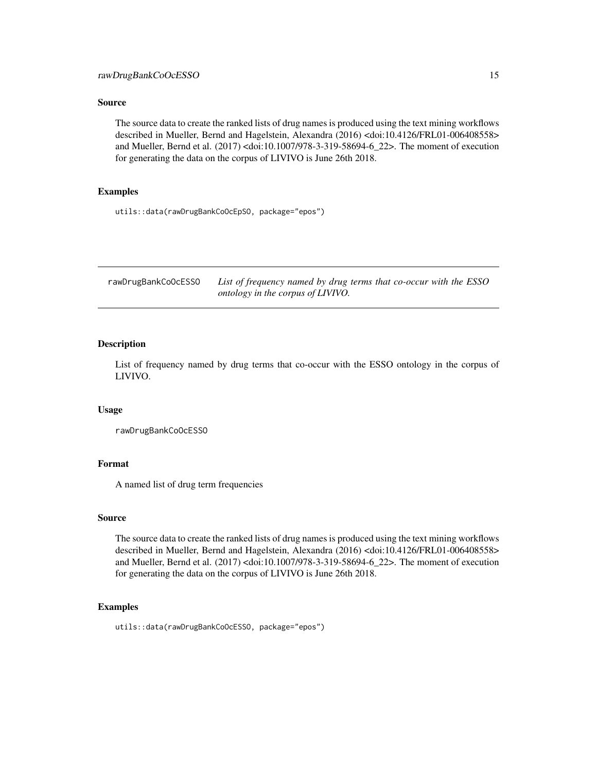### Source

The source data to create the ranked lists of drug names is produced using the text mining workflows described in Mueller, Bernd and Hagelstein, Alexandra (2016) <doi:10.4126/FRL01-006408558> and Mueller, Bernd et al. (2017) <doi:10.1007/978-3-319-58694-6_22>. The moment of execution for generating the data on the corpus of LIVIVO is June 26th 2018.

### Examples

```
utils::data(rawDrugBankCoOcEpSO, package="epos")
```

---

## rawDrugBankCoOcESSO    *List of frequency named by drug terms that co-occur with the ESSO ontology in the corpus of LIVIVO.*

---

### Description

List of frequency named by drug terms that co-occur with the ESSO ontology in the corpus of LIVIVO.

### Usage

```
rawDrugBankCoOcESSO
```

### Format

A named list of drug term frequencies

### Source

The source data to create the ranked lists of drug names is produced using the text mining workflows described in Mueller, Bernd and Hagelstein, Alexandra (2016) <doi:10.4126/FRL01-006408558> and Mueller, Bernd et al. (2017) <doi:10.1007/978-3-319-58694-6_22>. The moment of execution for generating the data on the corpus of LIVIVO is June 26th 2018.

### Examples

```
utils::data(rawDrugBankCoOcESSO, package="epos")
```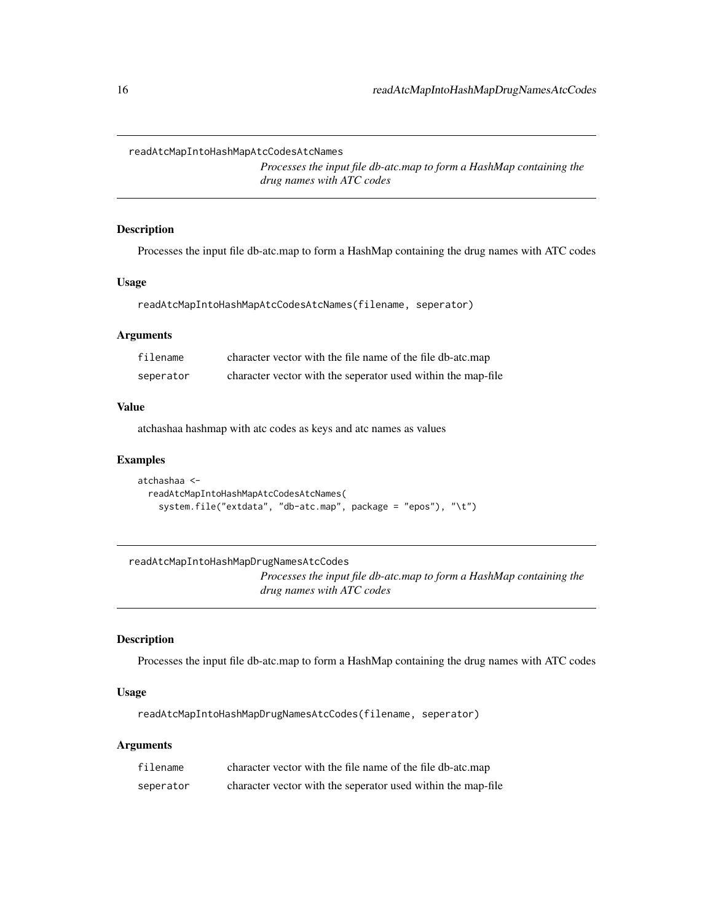## readAtcMapIntoHashMapAtcCodesAtcNames

*Processes the input file db-atc.map to form a HashMap containing the drug names with ATC codes*

### Description

Processes the input file db-atc.map to form a HashMap containing the drug names with ATC codes

### Usage

```
readAtcMapIntoHashMapAtcCodesAtcNames(filename, seperator)
```

### Arguments

| | |
|---|---|
| filename | character vector with the file name of the file db-atc.map |
| seperator | character vector with the seperator used within the map-file |

### Value

atchashaa hashmap with atc codes as keys and atc names as values

### Examples

```
atchashaa <-
  readAtcMapIntoHashMapAtcCodesAtcNames(
    system.file("extdata", "db-atc.map", package = "epos"), "\t")
```

## readAtcMapIntoHashMapDrugNamesAtcCodes

*Processes the input file db-atc.map to form a HashMap containing the drug names with ATC codes*

### Description

Processes the input file db-atc.map to form a HashMap containing the drug names with ATC codes

### Usage

```
readAtcMapIntoHashMapDrugNamesAtcCodes(filename, seperator)
```

### Arguments

| | |
|---|---|
| filename | character vector with the file name of the file db-atc.map |
| seperator | character vector with the seperator used within the map-file |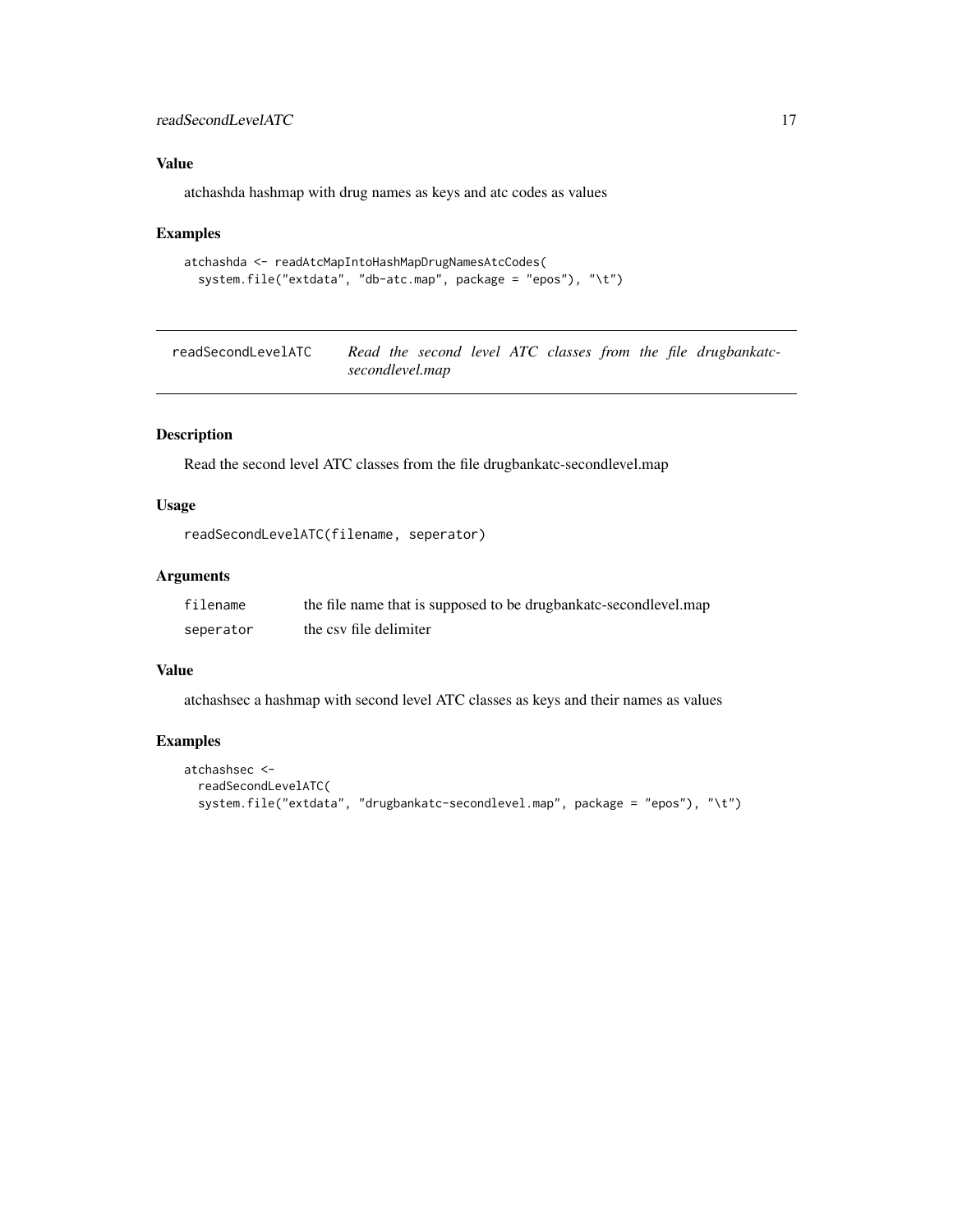## Value

atchashda hashmap with drug names as keys and atc codes as values

## Examples

```
atchashda <- readAtcMapIntoHashMapDrugNamesAtcCodes(
  system.file("extdata", "db-atc.map", package = "epos"), "\t")
```

---

# readSecondLevelATC    *Read the second level ATC classes from the file drugbankatc-secondlevel.map*

---

## Description

Read the second level ATC classes from the file drugbankatc-secondlevel.map

## Usage

```
readSecondLevelATC(filename, seperator)
```

## Arguments

| | |
|---|---|
| `filename` | the file name that is supposed to be drugbankatc-secondlevel.map |
| `seperator` | the csv file delimiter |

## Value

atchashsec a hashmap with second level ATC classes as keys and their names as values

## Examples

```
atchashsec <-
  readSecondLevelATC(
  system.file("extdata", "drugbankatc-secondlevel.map", package = "epos"), "\t")
```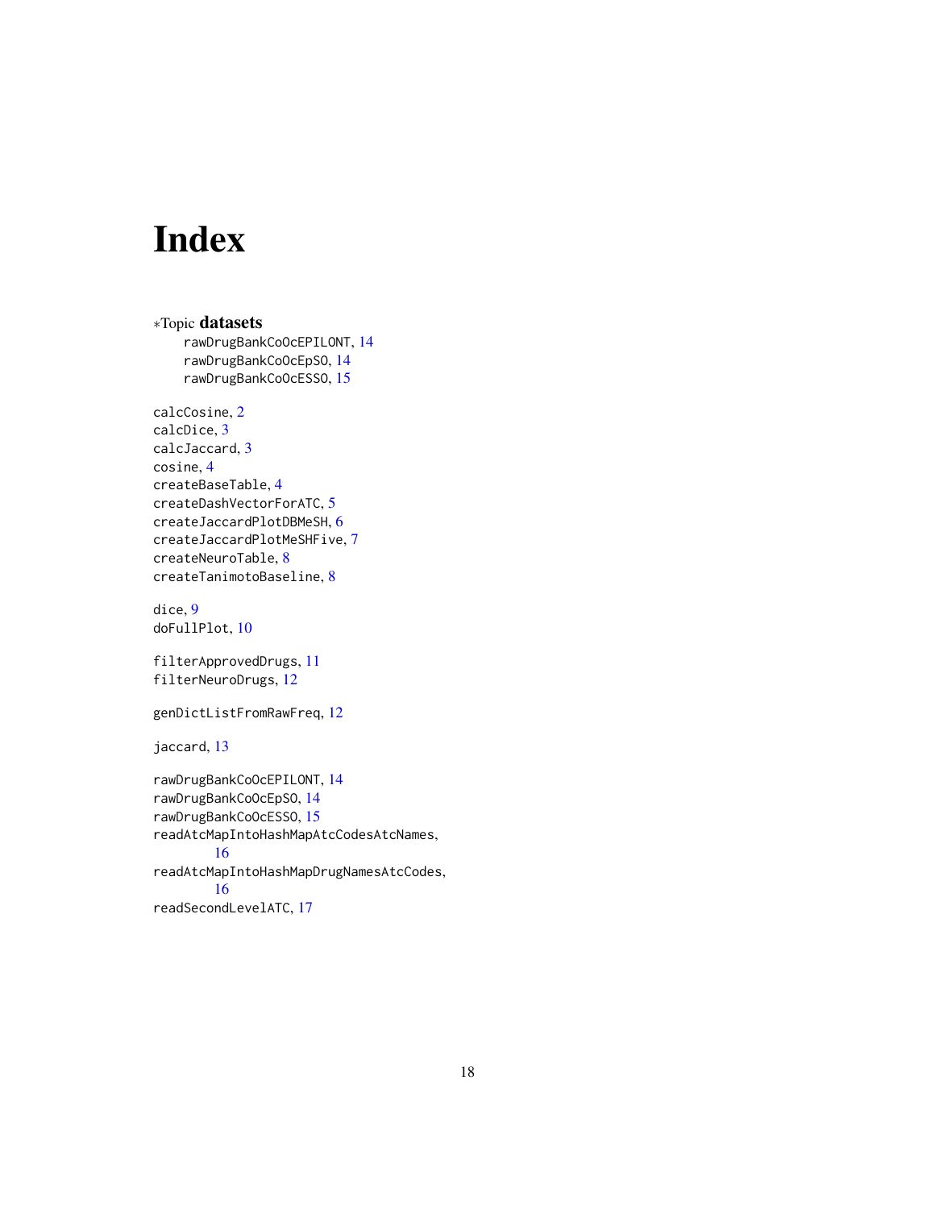# Index

∗Topic **datasets**

rawDrugBankCoOcEPILONT, 14
rawDrugBankCoOcEpSO, 14
rawDrugBankCoOcESSO, 15

calcCosine, 2
calcDice, 3
calcJaccard, 3
cosine, 4
createBaseTable, 4
createDashVectorForATC, 5
createJaccardPlotDBMeSH, 6
createJaccardPlotMeSHFive, 7
createNeuroTable, 8
createTanimotoBaseline, 8

dice, 9
doFullPlot, 10

filterApprovedDrugs, 11
filterNeuroDrugs, 12

genDictListFromRawFreq, 12

jaccard, 13

rawDrugBankCoOcEPILONT, 14
rawDrugBankCoOcEpSO, 14
rawDrugBankCoOcESSO, 15
readAtcMapIntoHashMapAtcCodesAtcNames, 16
readAtcMapIntoHashMapDrugNamesAtcCodes, 16
readSecondLevelATC, 17